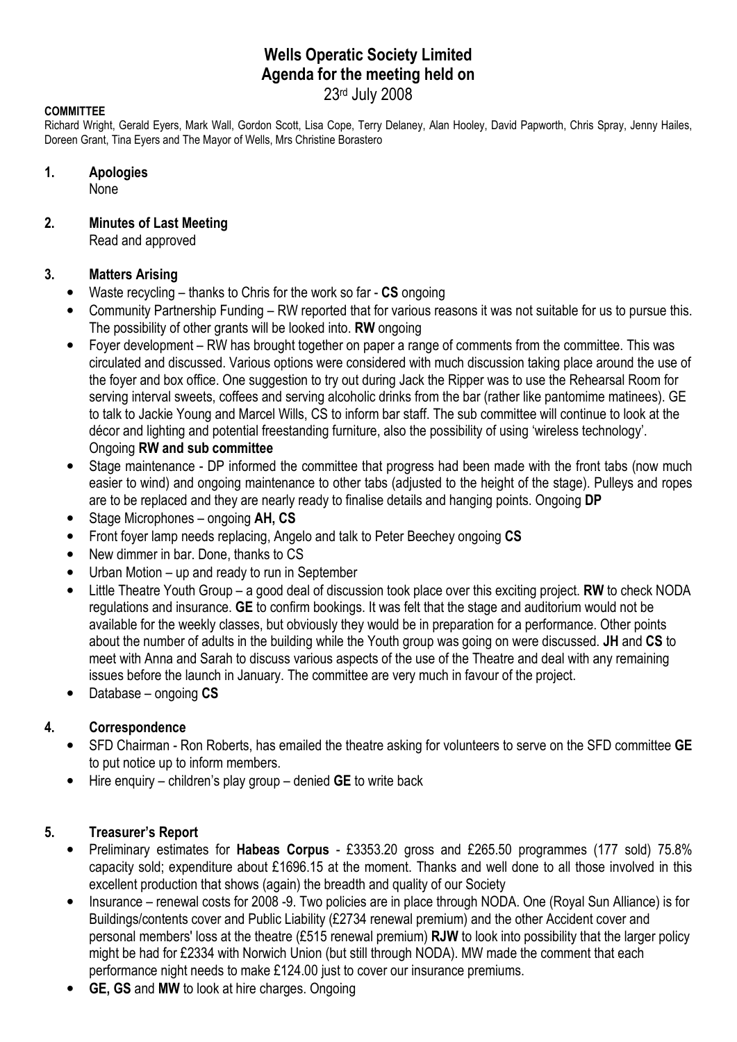# Wells Operatic Society Limited
## Agenda for the meeting held on
23rd July 2008

**COMMITTEE**

Richard Wright, Gerald Eyers, Mark Wall, Gordon Scott, Lisa Cope, Terry Delaney, Alan Hooley, David Papworth, Chris Spray, Jenny Hailes, Doreen Grant, Tina Eyers and The Mayor of Wells, Mrs Christine Borastero

### 1. Apologies

None

### 2. Minutes of Last Meeting

Read and approved

### 3. Matters Arising

- Waste recycling – thanks to Chris for the work so far - **CS** ongoing
- Community Partnership Funding – RW reported that for various reasons it was not suitable for us to pursue this. The possibility of other grants will be looked into. **RW** ongoing
- Foyer development – RW has brought together on paper a range of comments from the committee. This was circulated and discussed. Various options were considered with much discussion taking place around the use of the foyer and box office. One suggestion to try out during Jack the Ripper was to use the Rehearsal Room for serving interval sweets, coffees and serving alcoholic drinks from the bar (rather like pantomime matinees). GE to talk to Jackie Young and Marcel Wills, CS to inform bar staff. The sub committee will continue to look at the décor and lighting and potential freestanding furniture, also the possibility of using 'wireless technology'. Ongoing **RW and sub committee**
- Stage maintenance - DP informed the committee that progress had been made with the front tabs (now much easier to wind) and ongoing maintenance to other tabs (adjusted to the height of the stage). Pulleys and ropes are to be replaced and they are nearly ready to finalise details and hanging points. Ongoing **DP**
- Stage Microphones – ongoing **AH, CS**
- Front foyer lamp needs replacing, Angelo and talk to Peter Beechey ongoing **CS**
- New dimmer in bar. Done, thanks to CS
- Urban Motion – up and ready to run in September
- Little Theatre Youth Group – a good deal of discussion took place over this exciting project. **RW** to check NODA regulations and insurance. **GE** to confirm bookings. It was felt that the stage and auditorium would not be available for the weekly classes, but obviously they would be in preparation for a performance. Other points about the number of adults in the building while the Youth group was going on were discussed. **JH** and **CS** to meet with Anna and Sarah to discuss various aspects of the use of the Theatre and deal with any remaining issues before the launch in January. The committee are very much in favour of the project.
- Database – ongoing **CS**

### 4. Correspondence

- SFD Chairman - Ron Roberts, has emailed the theatre asking for volunteers to serve on the SFD committee **GE** to put notice up to inform members.
- Hire enquiry – children's play group – denied **GE** to write back

### 5. Treasurer's Report

- Preliminary estimates for **Habeas Corpus** - £3353.20 gross and £265.50 programmes (177 sold) 75.8% capacity sold; expenditure about £1696.15 at the moment. Thanks and well done to all those involved in this excellent production that shows (again) the breadth and quality of our Society
- Insurance – renewal costs for 2008 -9. Two policies are in place through NODA. One (Royal Sun Alliance) is for Buildings/contents cover and Public Liability (£2734 renewal premium) and the other Accident cover and personal members' loss at the theatre (£515 renewal premium) **RJW** to look into possibility that the larger policy might be had for £2334 with Norwich Union (but still through NODA). MW made the comment that each performance night needs to make £124.00 just to cover our insurance premiums.
- **GE, GS** and **MW** to look at hire charges. Ongoing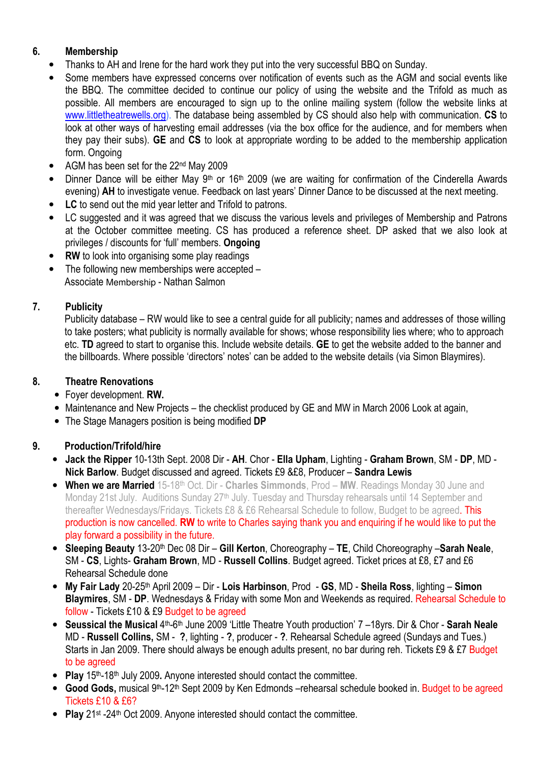## 6. Membership

- Thanks to AH and Irene for the hard work they put into the very successful BBQ on Sunday.
- Some members have expressed concerns over notification of events such as the AGM and social events like the BBQ. The committee decided to continue our policy of using the website and the Trifold as much as possible. All members are encouraged to sign up to the online mailing system (follow the website links at www.littletheatrewells.org). The database being assembled by CS should also help with communication. **CS** to look at other ways of harvesting email addresses (via the box office for the audience, and for members when they pay their subs). **GE** and **CS** to look at appropriate wording to be added to the membership application form. Ongoing
- AGM has been set for the 22nd May 2009
- Dinner Dance will be either May 9th or 16th 2009 (we are waiting for confirmation of the Cinderella Awards evening) **AH** to investigate venue. Feedback on last years' Dinner Dance to be discussed at the next meeting.
- **LC** to send out the mid year letter and Trifold to patrons.
- LC suggested and it was agreed that we discuss the various levels and privileges of Membership and Patrons at the October committee meeting. CS has produced a reference sheet. DP asked that we also look at privileges / discounts for 'full' members. **Ongoing**
- **RW** to look into organising some play readings
- The following new memberships were accepted –
  Associate Membership - Nathan Salmon

## 7. Publicity

Publicity database – RW would like to see a central guide for all publicity; names and addresses of those willing to take posters; what publicity is normally available for shows; whose responsibility lies where; who to approach etc. **TD** agreed to start to organise this. Include website details. **GE** to get the website added to the banner and the billboards. Where possible 'directors' notes' can be added to the website details (via Simon Blaymires).

## 8. Theatre Renovations

- Foyer development. **RW.**
- Maintenance and New Projects – the checklist produced by GE and MW in March 2006 Look at again,
- The Stage Managers position is being modified **DP**

## 9. Production/Trifold/hire

- **Jack the Ripper** 10-13th Sept. 2008 Dir - **AH**. Chor - **Ella Upham**, Lighting - **Graham Brown**, SM - **DP**, MD - **Nick Barlow**. Budget discussed and agreed. Tickets £9 &£8, Producer – **Sandra Lewis**
- **When we are Married** 15-18th Oct. Dir - **Charles Simmonds**, Prod – **MW**. Readings Monday 30 June and Monday 21st July. Auditions Sunday 27th July. Tuesday and Thursday rehearsals until 14 September and thereafter Wednesdays/Fridays. Tickets £8 & £6 Rehearsal Schedule to follow, Budget to be agreed. This production is now cancelled. **RW** to write to Charles saying thank you and enquiring if he would like to put the play forward a possibility in the future.
- **Sleeping Beauty** 13-20th Dec 08 Dir – **Gill Kerton**, Choreography – **TE**, Child Choreography –**Sarah Neale**, SM - **CS**, Lights- **Graham Brown**, MD - **Russell Collins**. Budget agreed. Ticket prices at £8, £7 and £6 Rehearsal Schedule done
- **My Fair Lady** 20-25th April 2009 – Dir - **Lois Harbinson**, Prod - **GS**, MD - **Sheila Ross**, lighting – **Simon Blaymires**, SM - **DP**. Wednesdays & Friday with some Mon and Weekends as required. Rehearsal Schedule to follow - Tickets £10 & £9 Budget to be agreed
- **Seussical the Musical** 4th-6th June 2009 'Little Theatre Youth production' 7 –18yrs. Dir & Chor - **Sarah Neale** MD - **Russell Collins,** SM - **?**, lighting - **?**, producer - **?**. Rehearsal Schedule agreed (Sundays and Tues.) Starts in Jan 2009. There should always be enough adults present, no bar during reh. Tickets £9 & £7 Budget to be agreed
- **Play** 15th-18th July 2009**.** Anyone interested should contact the committee.
- **Good Gods,** musical 9th-12th Sept 2009 by Ken Edmonds –rehearsal schedule booked in. Budget to be agreed Tickets £10 & £6?
- **Play** 21st -24th Oct 2009. Anyone interested should contact the committee.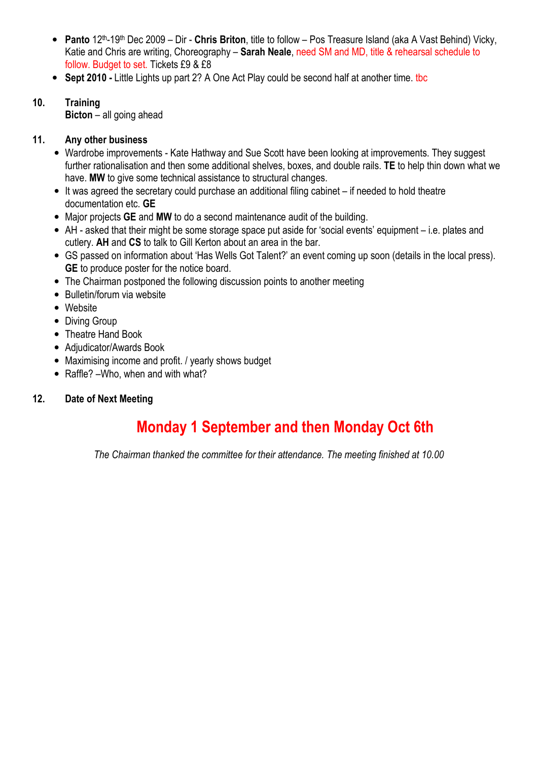- **Panto** 12th-19th Dec 2009 – Dir - **Chris Briton**, title to follow – Pos Treasure Island (aka A Vast Behind) Vicky, Katie and Chris are writing, Choreography – **Sarah Neale**, need SM and MD, title & rehearsal schedule to follow. Budget to set. Tickets £9 & £8
- **Sept 2010 -** Little Lights up part 2? A One Act Play could be second half at another time. tbc

**10. Training**

**Bicton** – all going ahead

**11. Any other business**

- Wardrobe improvements - Kate Hathway and Sue Scott have been looking at improvements. They suggest further rationalisation and then some additional shelves, boxes, and double rails. **TE** to help thin down what we have. **MW** to give some technical assistance to structural changes.
- It was agreed the secretary could purchase an additional filing cabinet – if needed to hold theatre documentation etc. **GE**
- Major projects **GE** and **MW** to do a second maintenance audit of the building.
- AH - asked that their might be some storage space put aside for 'social events' equipment – i.e. plates and cutlery. **AH** and **CS** to talk to Gill Kerton about an area in the bar.
- GS passed on information about 'Has Wells Got Talent?' an event coming up soon (details in the local press). **GE** to produce poster for the notice board.
- The Chairman postponed the following discussion points to another meeting
- Bulletin/forum via website
- Website
- Diving Group
- Theatre Hand Book
- Adjudicator/Awards Book
- Maximising income and profit. / yearly shows budget
- Raffle? –Who, when and with what?

**12. Date of Next Meeting**

## Monday 1 September and then Monday Oct 6th

*The Chairman thanked the committee for their attendance. The meeting finished at 10.00*